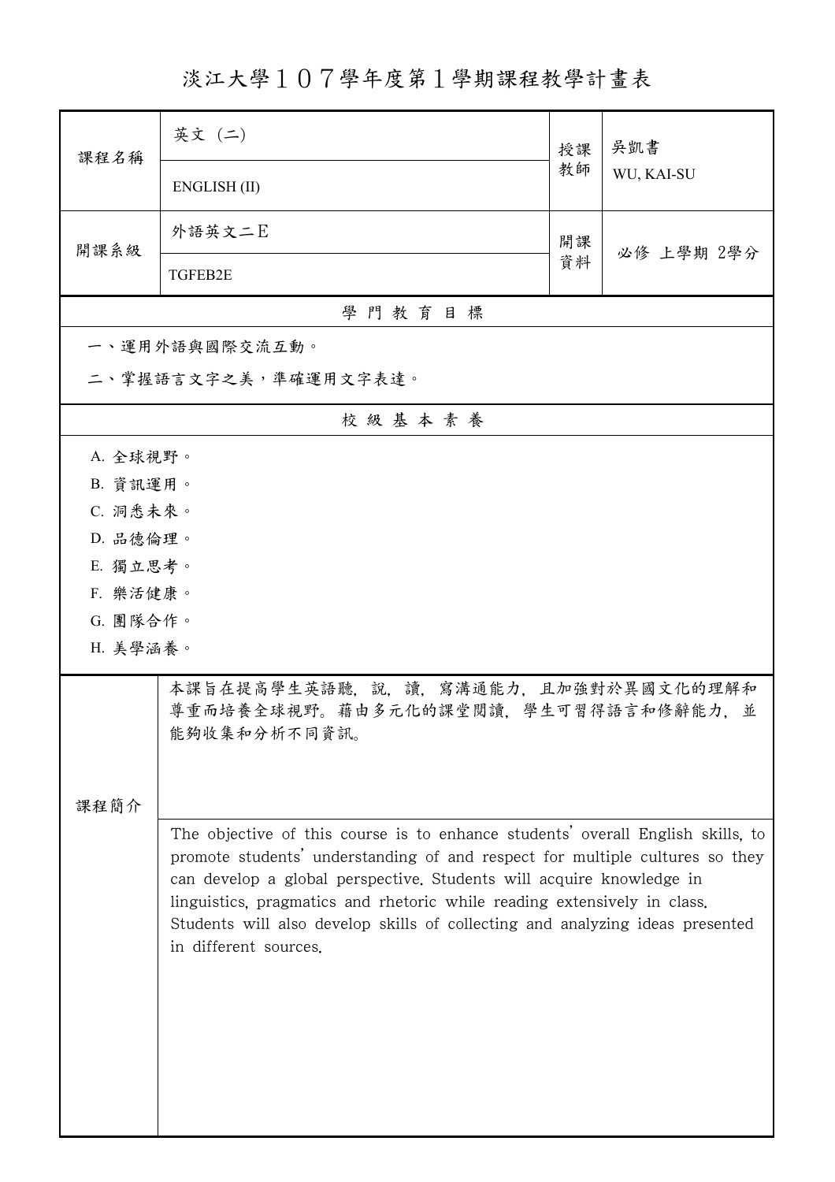# 淡江大學１０７學年度第１學期課程教學計畫表

| 課程名稱 | 英文（二） | 授課教師 | 吳凱書 |
|---|---|---|---|
| | ENGLISH (II) | | WU, KAI-SU |
| 開課系級 | 外語英文二E | 開課資料 | 必修 上學期 2學分 |
| | TGFEB2E | | |

## 學門教育目標

一、運用外語與國際交流互動。

二、掌握語言文字之美，準確運用文字表達。

## 校級基本素養

A. 全球視野。

B. 資訊運用。

C. 洞悉未來。

D. 品德倫理。

E. 獨立思考。

F. 樂活健康。

G. 團隊合作。

H. 美學涵養。

## 課程簡介

本課旨在提高學生英語聽，說，讀，寫溝通能力，且加強對於異國文化的理解和尊重而培養全球視野。藉由多元化的課堂閱讀，學生可習得語言和修辭能力，並能夠收集和分析不同資訊。

The objective of this course is to enhance students' overall English skills, to promote students' understanding of and respect for multiple cultures so they can develop a global perspective. Students will acquire knowledge in linguistics, pragmatics and rhetoric while reading extensively in class. Students will also develop skills of collecting and analyzing ideas presented in different sources.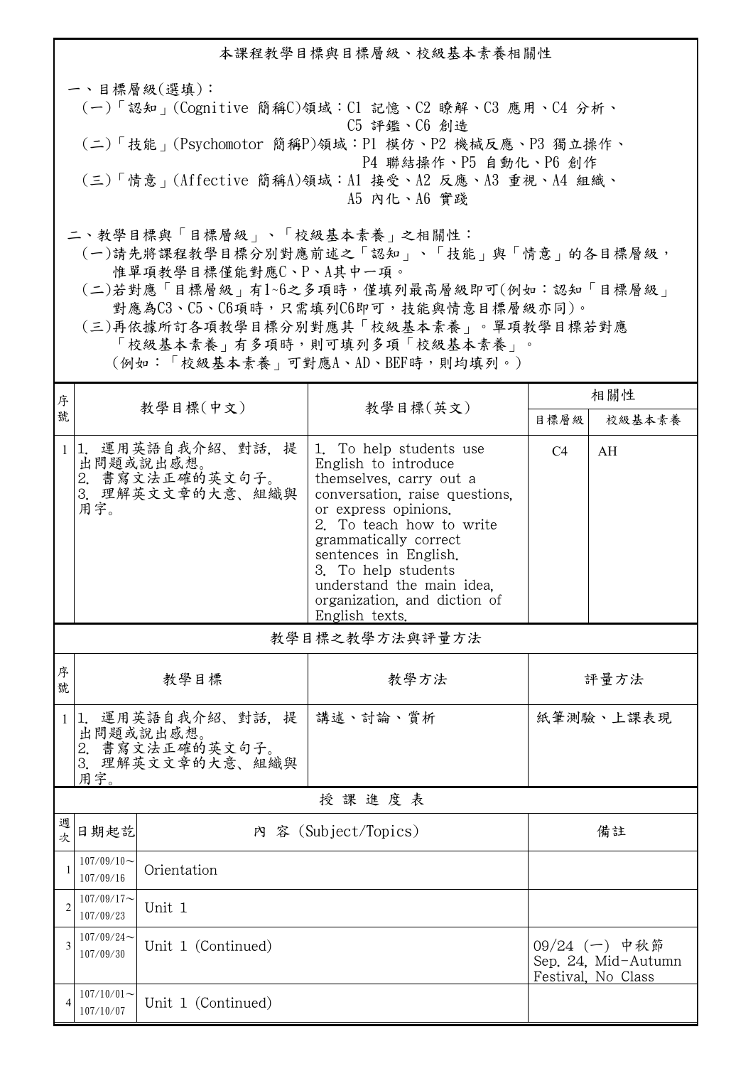## 本課程教學目標與目標層級、校級基本素養相關性

一、目標層級(選填)：

(一)「認知」(Cognitive 簡稱C)領域：C1 記憶、C2 瞭解、C3 應用、C4 分析、C5 評鑑、C6 創造

(二)「技能」(Psychomotor 簡稱P)領域：P1 模仿、P2 機械反應、P3 獨立操作、P4 聯結操作、P5 自動化、P6 創作

(三)「情意」(Affective 簡稱A)領域：A1 接受、A2 反應、A3 重視、A4 組織、A5 內化、A6 實踐

二、教學目標與「目標層級」、「校級基本素養」之相關性：

(一)請先將課程教學目標分別對應前述之「認知」、「技能」與「情意」的各目標層級，惟單項教學目標僅能對應C、P、A其中一項。

(二)若對應「目標層級」有1~6之多項時，僅填列最高層級即可(例如：認知「目標層級」對應為C3、C5、C6項時，只需填列C6即可，技能與情意目標層級亦同)。

(三)再依據所訂各項教學目標分別對應其「校級基本素養」。單項教學目標若對應「校級基本素養」有多項時，則可填列多項「校級基本素養」。(例如：「校級基本素養」可對應A、AD、BEF時，則均填列。)

| 序號 | 教學目標(中文) | 教學目標(英文) | 相關性 | |
|---|---|---|---|---|
| | | | 目標層級 | 校級基本素養 |
| 1 | 1. 運用英語自我介紹、對話，提出問題或說出感想。<br>2. 書寫文法正確的英文句子。<br>3. 理解英文文章的大意、組織與用字。 | 1. To help students use English to introduce themselves, carry out a conversation, raise questions, or express opinions.<br>2. To teach how to write grammatically correct sentences in English.<br>3. To help students understand the main idea, organization, and diction of English texts. | C4 | AH |

## 教學目標之教學方法與評量方法

| 序號 | 教學目標 | 教學方法 | 評量方法 |
|---|---|---|---|
| 1 | 1. 運用英語自我介紹、對話，提出問題或說出感想。<br>2. 書寫文法正確的英文句子。<br>3. 理解英文文章的大意、組織與用字。 | 講述、討論、賞析 | 紙筆測驗、上課表現 |

## 授 課 進 度 表

| 週次 | 日期起訖 | 內 容 (Subject/Topics) | 備註 |
|---|---|---|---|
| 1 | 107/09/10~107/09/16 | Orientation | |
| 2 | 107/09/17~107/09/23 | Unit 1 | |
| 3 | 107/09/24~107/09/30 | Unit 1 (Continued) | 09/24 (一) 中秋節<br>Sep. 24, Mid-Autumn Festival, No Class |
| 4 | 107/10/01~107/10/07 | Unit 1 (Continued) | |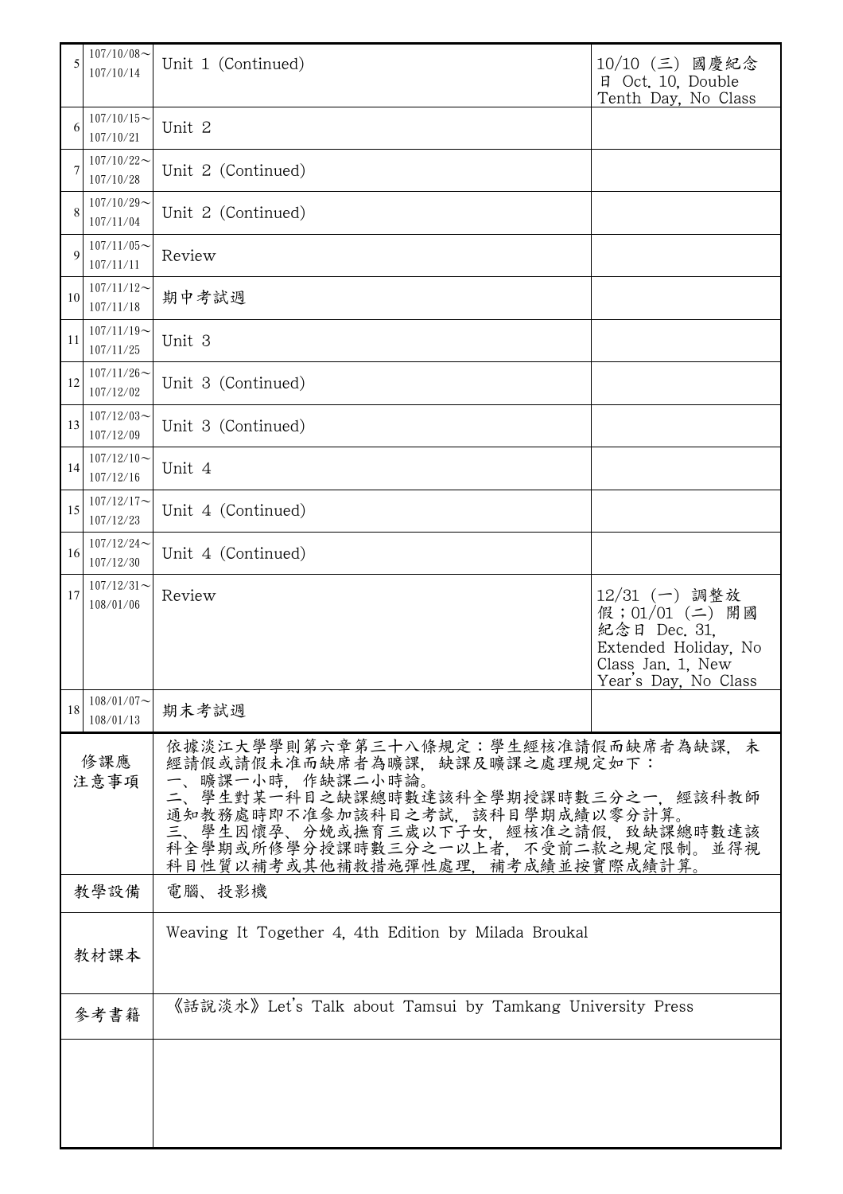| | | | |
|---|---|---|---|
| 5 | 107/10/08～107/10/14 | Unit 1 (Continued) | 10/10 (三) 國慶紀念日 Oct. 10, Double Tenth Day, No Class |
| 6 | 107/10/15～107/10/21 | Unit 2 | |
| 7 | 107/10/22～107/10/28 | Unit 2 (Continued) | |
| 8 | 107/10/29～107/11/04 | Unit 2 (Continued) | |
| 9 | 107/11/05～107/11/11 | Review | |
| 10 | 107/11/12～107/11/18 | 期中考試週 | |
| 11 | 107/11/19～107/11/25 | Unit 3 | |
| 12 | 107/11/26～107/12/02 | Unit 3 (Continued) | |
| 13 | 107/12/03～107/12/09 | Unit 3 (Continued) | |
| 14 | 107/12/10～107/12/16 | Unit 4 | |
| 15 | 107/12/17～107/12/23 | Unit 4 (Continued) | |
| 16 | 107/12/24～107/12/30 | Unit 4 (Continued) | |
| 17 | 107/12/31～108/01/06 | Review | 12/31 (一) 調整放假；01/01 (二) 開國紀念日 Dec. 31, Extended Holiday, No Class Jan. 1, New Year's Day, No Class |
| 18 | 108/01/07～108/01/13 | 期末考試週 | |

| | |
|---|---|
| 修課應注意事項 | 依據淡江大學學則第六章第三十八條規定：學生經核准請假而缺席者為缺課，未經請假或請假未准而缺席者為曠課，缺課及曠課之處理規定如下：<br>一、曠課一小時，作缺課二小時論。<br>二、學生對某一科目之缺課總時數達該科全學期授課時數三分之一，經該科教師通知教務處時即不准參加該科目之考試，該科目學期成績以零分計算。<br>三、學生因懷孕、分娩或撫育三歲以下子女，經核准之請假，致缺課總時數達該科全學期或所修學分授課時數三分之一以上者，不受前二款之規定限制。並得視科目性質以補考或其他補救措施彈性處理，補考成績並按實際成績計算。 |
| 教學設備 | 電腦、投影機 |
| 教材課本 | Weaving It Together 4, 4th Edition by Milada Broukal |
| 參考書籍 | 《話說淡水》Let's Talk about Tamsui by Tamkang University Press |
| | |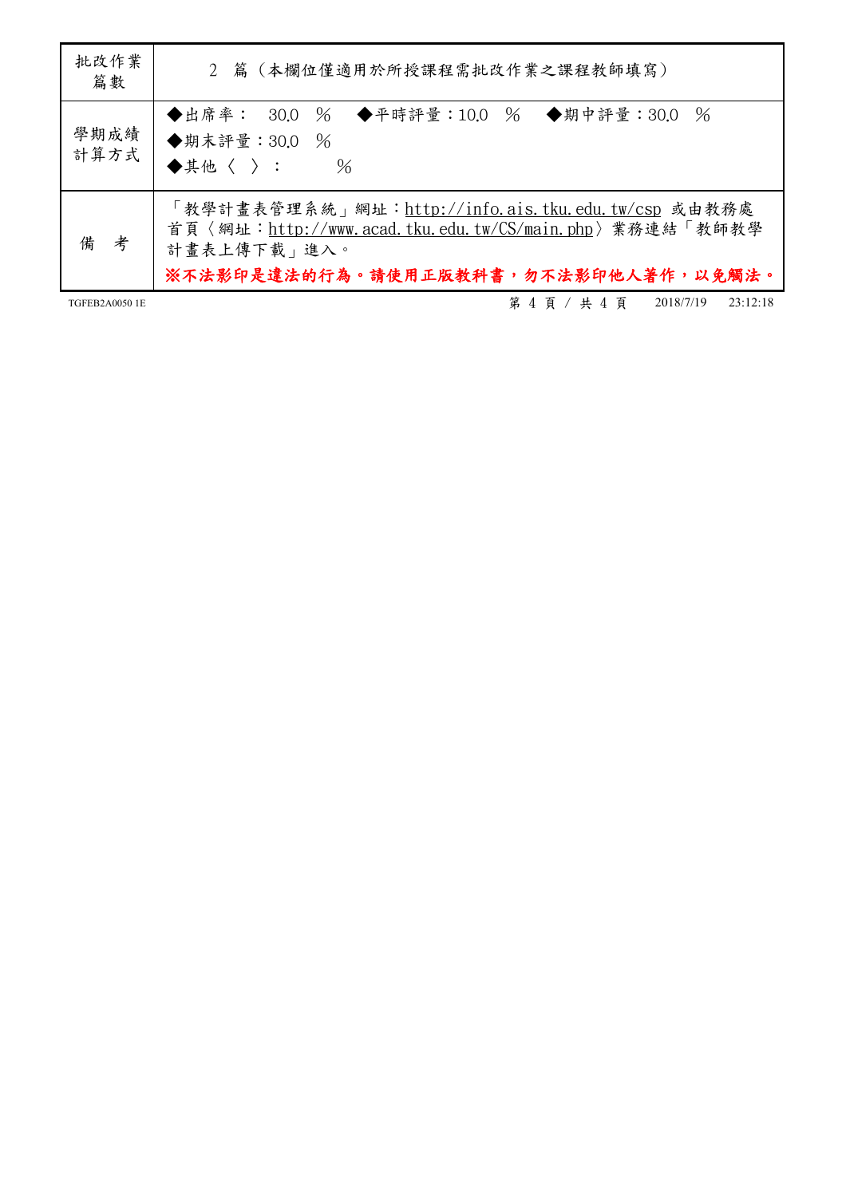| | |
|---|---|
| 批改作業篇數 | 2 篇（本欄位僅適用於所授課程需批改作業之課程教師填寫） |
| 學期成績計算方式 | ◆出席率： 30.0 ％ ◆平時評量：10.0 ％ ◆期中評量：30.0 ％<br>◆期末評量：30.0 ％<br>◆其他〈 〉： ％ |
| 備 考 | 「教學計畫表管理系統」網址：http://info.ais.tku.edu.tw/csp 或由教務處首頁〈網址：http://www.acad.tku.edu.tw/CS/main.php〉業務連結「教師教學計畫表上傳下載」進入。<br>**※不法影印是違法的行為。請使用正版教科書，勿不法影印他人著作，以免觸法。** |

TGFEB2A0050 1E　　2018/7/19　23:12:18